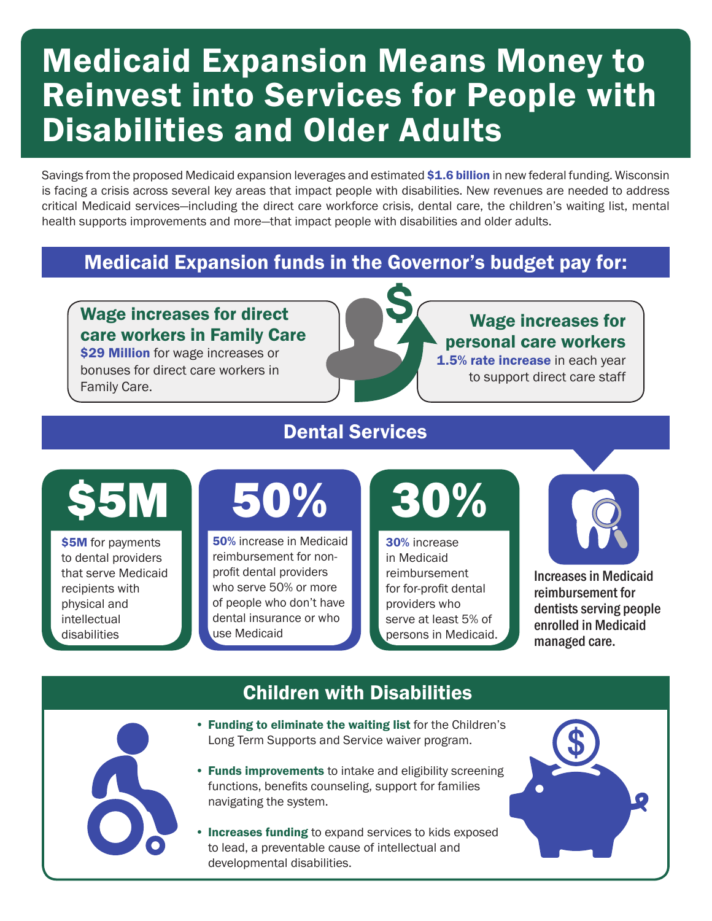# Medicaid Expansion Means Money to Reinvest into Services for People with Disabilities and Older Adults

Savings from the proposed Medicaid expansion leverages and estimated **$1.6 billion** in new federal funding. Wisconsin is facing a crisis across several key areas that impact people with disabilities. New revenues are needed to address critical Medicaid services—including the direct care workforce crisis, dental care, the children's waiting list, mental health supports improvements and more—that impact people with disabilities and older adults.

## Medicaid Expansion funds in the Governor's budget pay for:

### Wage increases for direct care workers in Family Care

**$29 Million** for wage increases or bonuses for direct care workers in Family Care.

### Wage increases for personal care workers

**1.5% rate increase** in each year to support direct care staff

## Dental Services

**$5M**

**$5M** for payments to dental providers that serve Medicaid recipients with physical and intellectual disabilities

**50%**

**50%** increase in Medicaid reimbursement for non-profit dental providers who serve 50% or more of people who don't have dental insurance or who use Medicaid

**30%**

**30%** increase in Medicaid reimbursement for for-profit dental providers who serve at least 5% of persons in Medicaid.

Increases in Medicaid reimbursement for dentists serving people enrolled in Medicaid managed care.

## Children with Disabilities

- **Funding to eliminate the waiting list** for the Children's Long Term Supports and Service waiver program.
- **Funds improvements** to intake and eligibility screening functions, benefits counseling, support for families navigating the system.
- **Increases funding** to expand services to kids exposed to lead, a preventable cause of intellectual and developmental disabilities.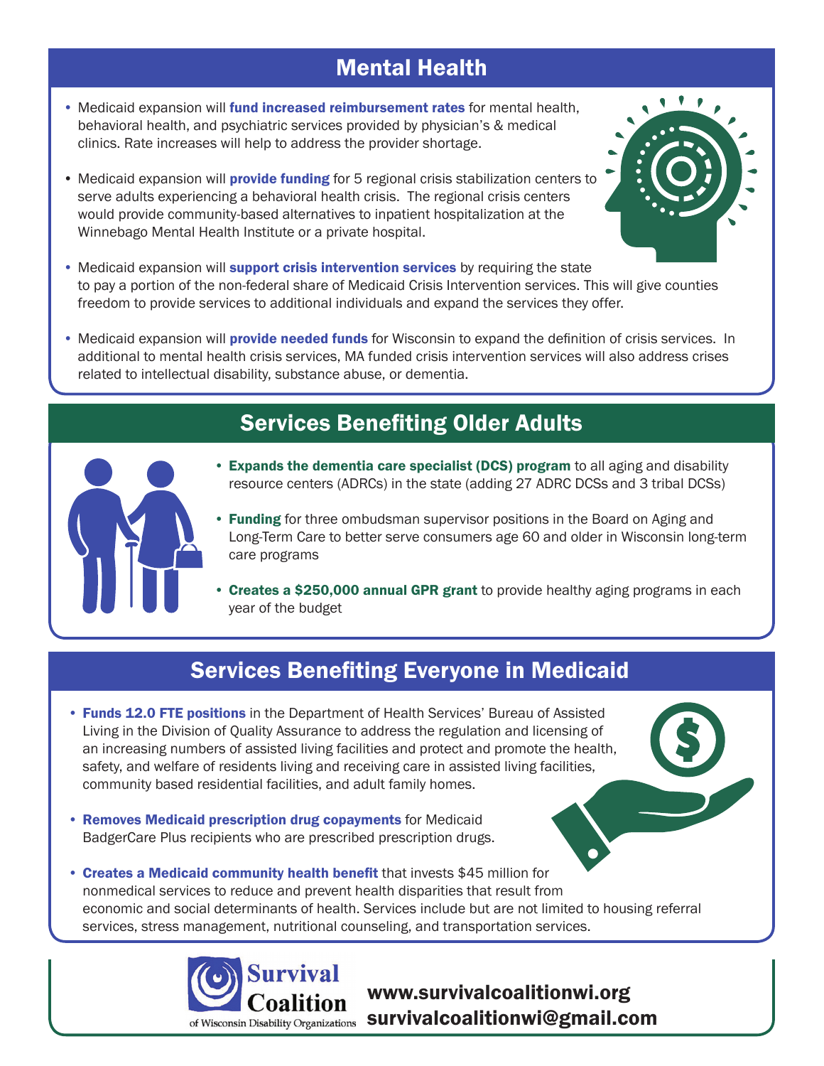## Mental Health

- Medicaid expansion will **fund increased reimbursement rates** for mental health, behavioral health, and psychiatric services provided by physician's & medical clinics. Rate increases will help to address the provider shortage.
- Medicaid expansion will **provide funding** for 5 regional crisis stabilization centers to serve adults experiencing a behavioral health crisis. The regional crisis centers would provide community-based alternatives to inpatient hospitalization at the Winnebago Mental Health Institute or a private hospital.
- Medicaid expansion will **support crisis intervention services** by requiring the state to pay a portion of the non-federal share of Medicaid Crisis Intervention services. This will give counties freedom to provide services to additional individuals and expand the services they offer.
- Medicaid expansion will **provide needed funds** for Wisconsin to expand the definition of crisis services. In additional to mental health crisis services, MA funded crisis intervention services will also address crises related to intellectual disability, substance abuse, or dementia.

## Services Benefiting Older Adults

- **Expands the dementia care specialist (DCS) program** to all aging and disability resource centers (ADRCs) in the state (adding 27 ADRC DCSs and 3 tribal DCSs)
- **Funding** for three ombudsman supervisor positions in the Board on Aging and Long-Term Care to better serve consumers age 60 and older in Wisconsin long-term care programs
- **Creates a $250,000 annual GPR grant** to provide healthy aging programs in each year of the budget

## Services Benefiting Everyone in Medicaid

- **Funds 12.0 FTE positions** in the Department of Health Services' Bureau of Assisted Living in the Division of Quality Assurance to address the regulation and licensing of an increasing numbers of assisted living facilities and protect and promote the health, safety, and welfare of residents living and receiving care in assisted living facilities, community based residential facilities, and adult family homes.
- **Removes Medicaid prescription drug copayments** for Medicaid BadgerCare Plus recipients who are prescribed prescription drugs.
- **Creates a Medicaid community health benefit** that invests $45 million for nonmedical services to reduce and prevent health disparities that result from economic and social determinants of health. Services include but are not limited to housing referral services, stress management, nutritional counseling, and transportation services.

Survival Coalition of Wisconsin Disability Organizations

www.survivalcoalitionwi.org
survivalcoalitionwi@gmail.com